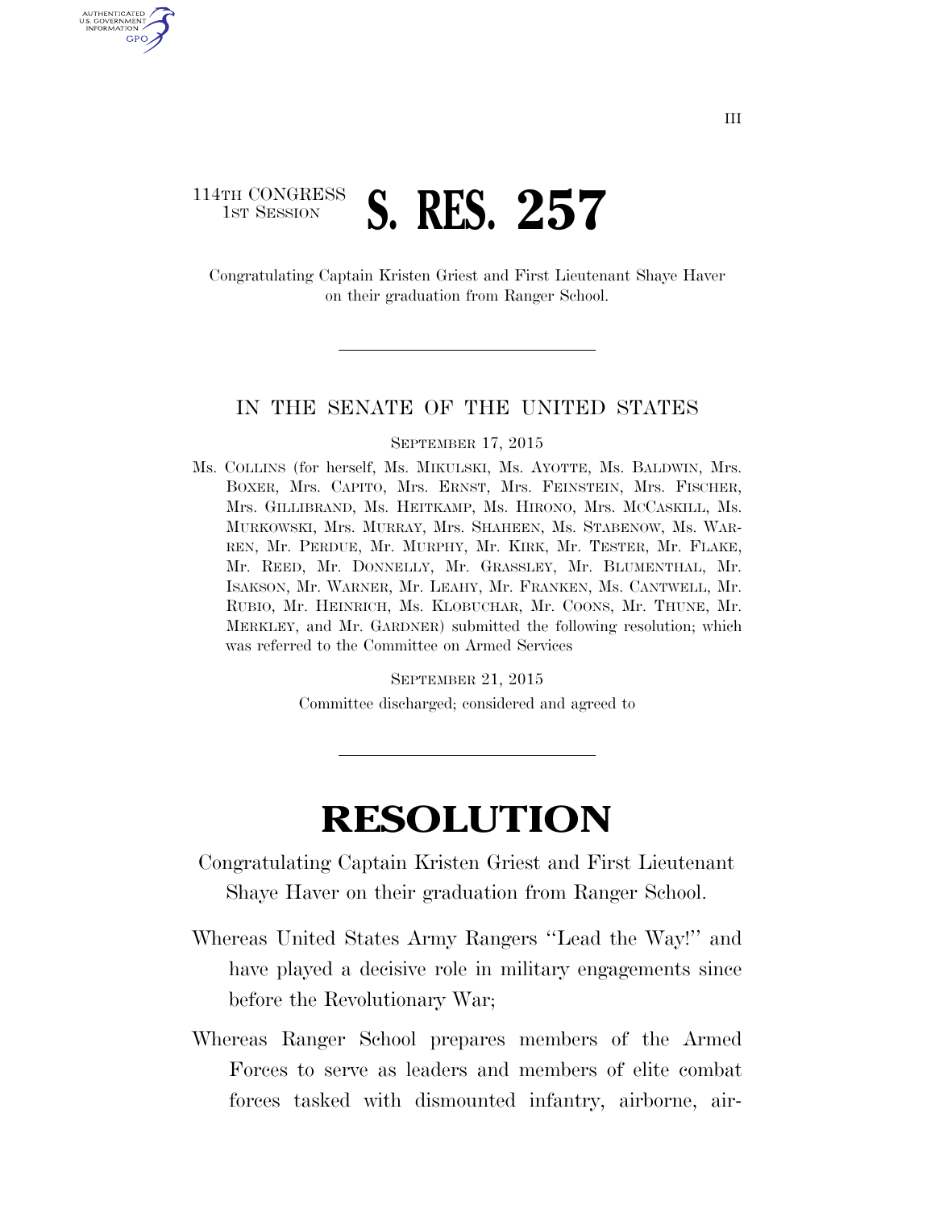114TH CONGRESS
1ST SESSION

# S. RES. 257

Congratulating Captain Kristen Griest and First Lieutenant Shaye Haver on their graduation from Ranger School.

IN THE SENATE OF THE UNITED STATES

SEPTEMBER 17, 2015

Ms. COLLINS (for herself, Ms. MIKULSKI, Ms. AYOTTE, Ms. BALDWIN, Mrs. BOXER, Mrs. CAPITO, Mrs. ERNST, Mrs. FEINSTEIN, Mrs. FISCHER, Mrs. GILLIBRAND, Ms. HEITKAMP, Ms. HIRONO, Mrs. MCCASKILL, Ms. MURKOWSKI, Mrs. MURRAY, Mrs. SHAHEEN, Ms. STABENOW, Ms. WARREN, Mr. PERDUE, Mr. MURPHY, Mr. KIRK, Mr. TESTER, Mr. FLAKE, Mr. REED, Mr. DONNELLY, Mr. GRASSLEY, Mr. BLUMENTHAL, Mr. ISAKSON, Mr. WARNER, Mr. LEAHY, Mr. FRANKEN, Ms. CANTWELL, Mr. RUBIO, Mr. HEINRICH, Ms. KLOBUCHAR, Mr. COONS, Mr. THUNE, Mr. MERKLEY, and Mr. GARDNER) submitted the following resolution; which was referred to the Committee on Armed Services

SEPTEMBER 21, 2015

Committee discharged; considered and agreed to

# RESOLUTION

Congratulating Captain Kristen Griest and First Lieutenant Shaye Haver on their graduation from Ranger School.

Whereas United States Army Rangers "Lead the Way!" and have played a decisive role in military engagements since before the Revolutionary War;

Whereas Ranger School prepares members of the Armed Forces to serve as leaders and members of elite combat forces tasked with dismounted infantry, airborne, air-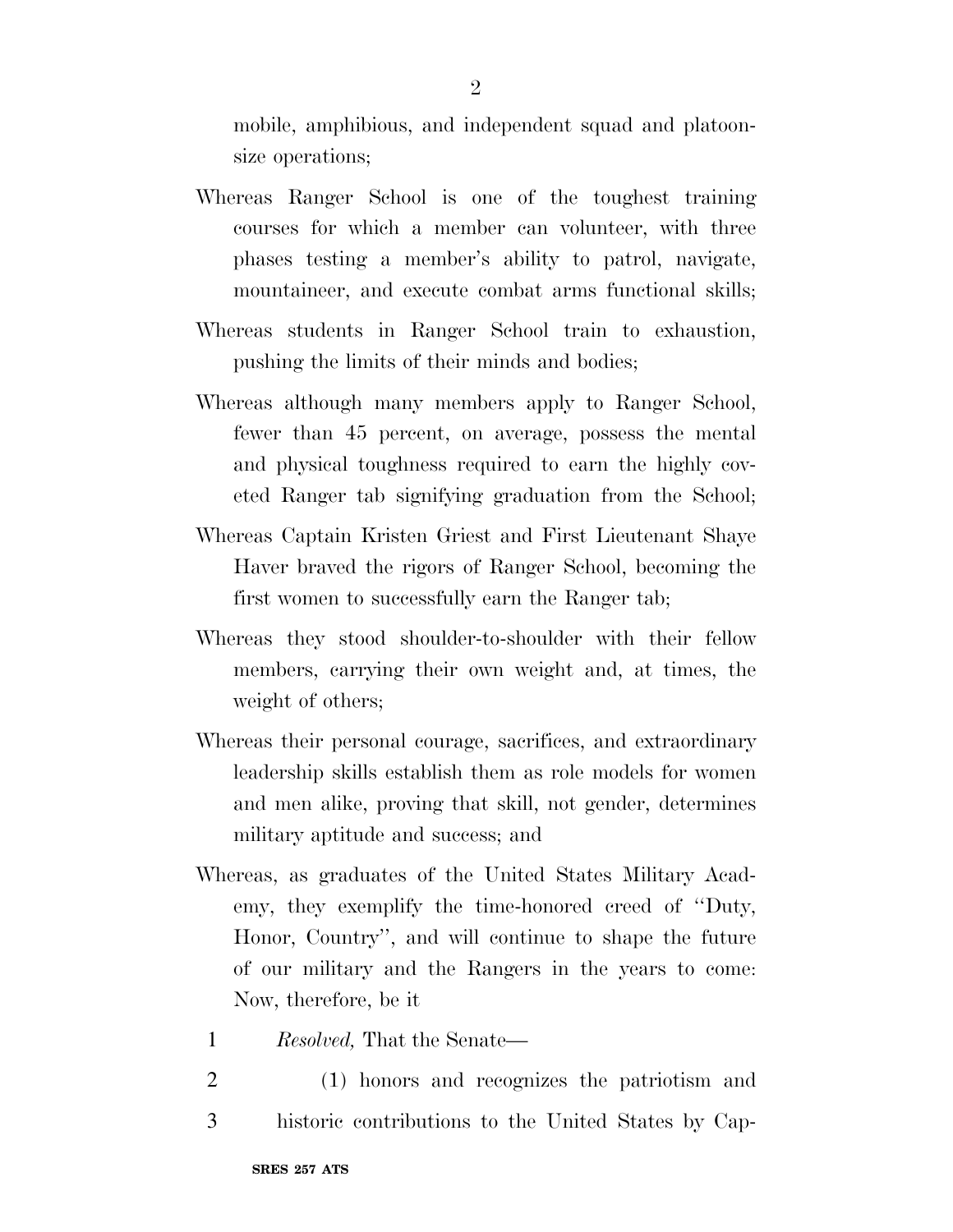mobile, amphibious, and independent squad and platoon-size operations;

Whereas Ranger School is one of the toughest training courses for which a member can volunteer, with three phases testing a member's ability to patrol, navigate, mountaineer, and execute combat arms functional skills;

Whereas students in Ranger School train to exhaustion, pushing the limits of their minds and bodies;

Whereas although many members apply to Ranger School, fewer than 45 percent, on average, possess the mental and physical toughness required to earn the highly coveted Ranger tab signifying graduation from the School;

Whereas Captain Kristen Griest and First Lieutenant Shaye Haver braved the rigors of Ranger School, becoming the first women to successfully earn the Ranger tab;

Whereas they stood shoulder-to-shoulder with their fellow members, carrying their own weight and, at times, the weight of others;

Whereas their personal courage, sacrifices, and extraordinary leadership skills establish them as role models for women and men alike, proving that skill, not gender, determines military aptitude and success; and

Whereas, as graduates of the United States Military Academy, they exemplify the time-honored creed of "Duty, Honor, Country", and will continue to shape the future of our military and the Rangers in the years to come: Now, therefore, be it

1 *Resolved,* That the Senate—

2 (1) honors and recognizes the patriotism and

3 historic contributions to the United States by Cap-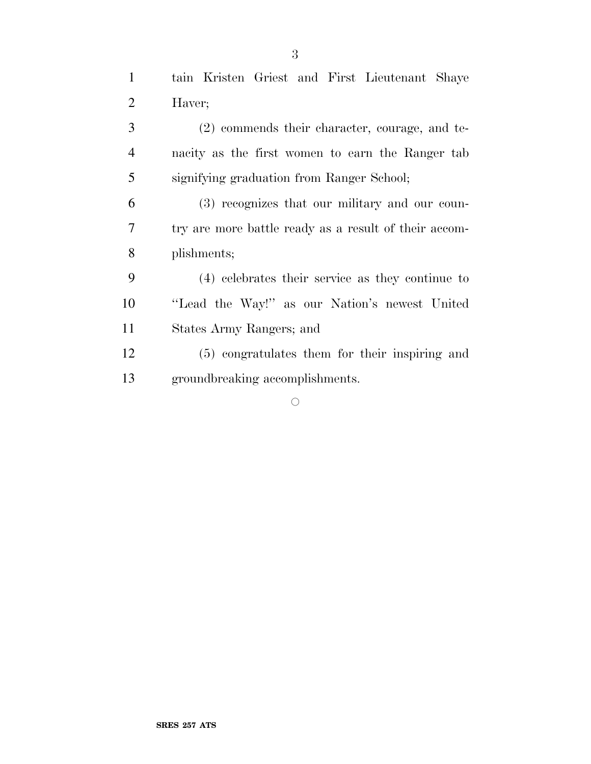tain Kristen Griest and First Lieutenant Shaye Haver;

(2) commends their character, courage, and tenacity as the first women to earn the Ranger tab signifying graduation from Ranger School;

(3) recognizes that our military and our country are more battle ready as a result of their accomplishments;

(4) celebrates their service as they continue to "Lead the Way!" as our Nation's newest United States Army Rangers; and

(5) congratulates them for their inspiring and groundbreaking accomplishments.